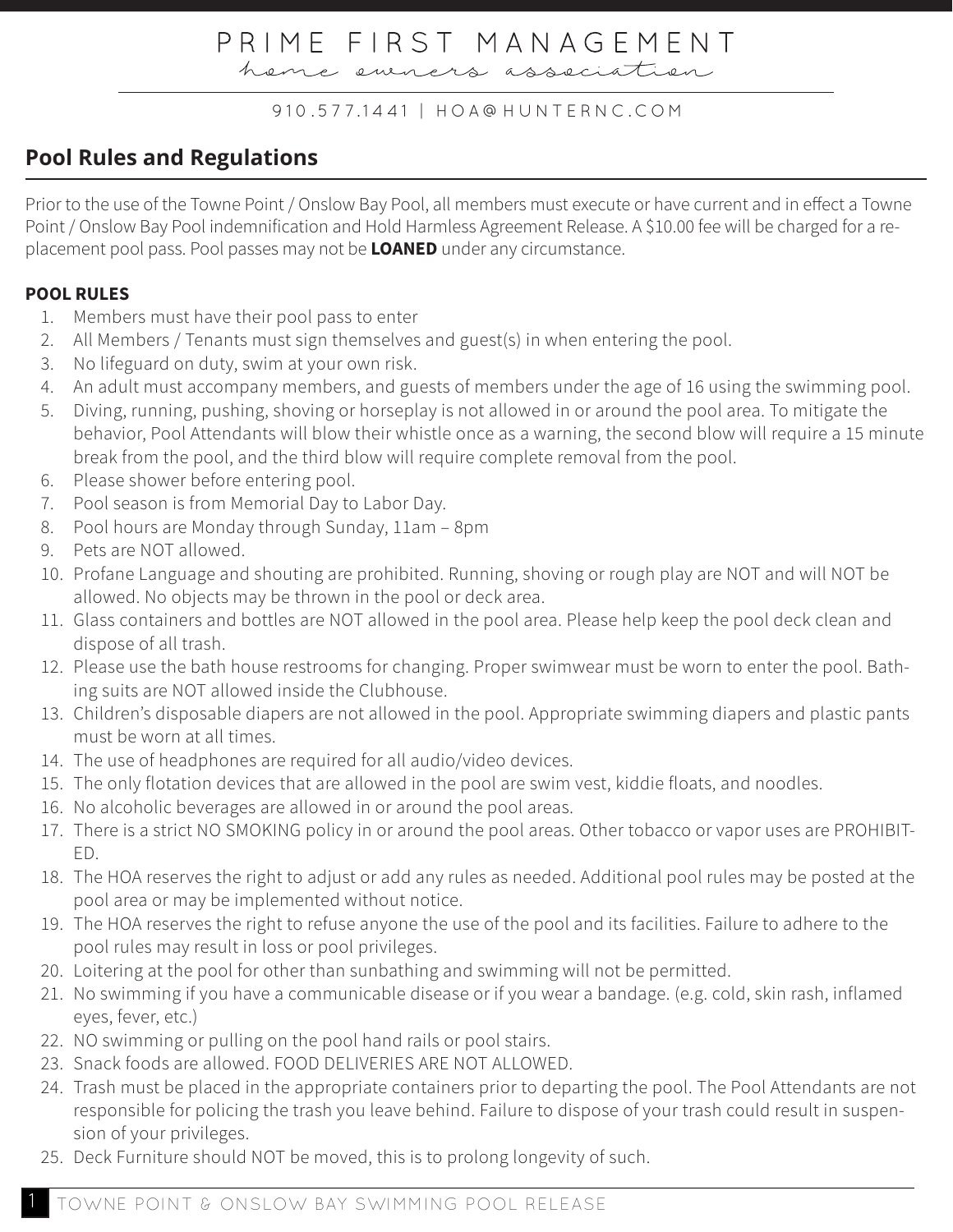# PRIME FIRST MANAGEMENT

home owners association

910.577.1441 | HOA@HUNTERNC.COM

## Pool Rules and Regulations

Prior to the use of the Towne Point / Onslow Bay Pool, all members must execute or have current and in effect a Towne Point / Onslow Bay Pool indemnification and Hold Harmless Agreement Release. A $10.00 fee will be charged for a replacement pool pass. Pool passes may not be **LOANED** under any circumstance.

**POOL RULES**

1. Members must have their pool pass to enter
2. All Members / Tenants must sign themselves and guest(s) in when entering the pool.
3. No lifeguard on duty, swim at your own risk.
4. An adult must accompany members, and guests of members under the age of 16 using the swimming pool.
5. Diving, running, pushing, shoving or horseplay is not allowed in or around the pool area. To mitigate the behavior, Pool Attendants will blow their whistle once as a warning, the second blow will require a 15 minute break from the pool, and the third blow will require complete removal from the pool.
6. Please shower before entering pool.
7. Pool season is from Memorial Day to Labor Day.
8. Pool hours are Monday through Sunday, 11am – 8pm
9. Pets are NOT allowed.
10. Profane Language and shouting are prohibited. Running, shoving or rough play are NOT and will NOT be allowed. No objects may be thrown in the pool or deck area.
11. Glass containers and bottles are NOT allowed in the pool area. Please help keep the pool deck clean and dispose of all trash.
12. Please use the bath house restrooms for changing. Proper swimwear must be worn to enter the pool. Bathing suits are NOT allowed inside the Clubhouse.
13. Children's disposable diapers are not allowed in the pool. Appropriate swimming diapers and plastic pants must be worn at all times.
14. The use of headphones are required for all audio/video devices.
15. The only flotation devices that are allowed in the pool are swim vest, kiddie floats, and noodles.
16. No alcoholic beverages are allowed in or around the pool areas.
17. There is a strict NO SMOKING policy in or around the pool areas. Other tobacco or vapor uses are PROHIBITED.
18. The HOA reserves the right to adjust or add any rules as needed. Additional pool rules may be posted at the pool area or may be implemented without notice.
19. The HOA reserves the right to refuse anyone the use of the pool and its facilities. Failure to adhere to the pool rules may result in loss or pool privileges.
20. Loitering at the pool for other than sunbathing and swimming will not be permitted.
21. No swimming if you have a communicable disease or if you wear a bandage. (e.g. cold, skin rash, inflamed eyes, fever, etc.)
22. NO swimming or pulling on the pool hand rails or pool stairs.
23. Snack foods are allowed. FOOD DELIVERIES ARE NOT ALLOWED.
24. Trash must be placed in the appropriate containers prior to departing the pool. The Pool Attendants are not responsible for policing the trash you leave behind. Failure to dispose of your trash could result in suspension of your privileges.
25. Deck Furniture should NOT be moved, this is to prolong longevity of such.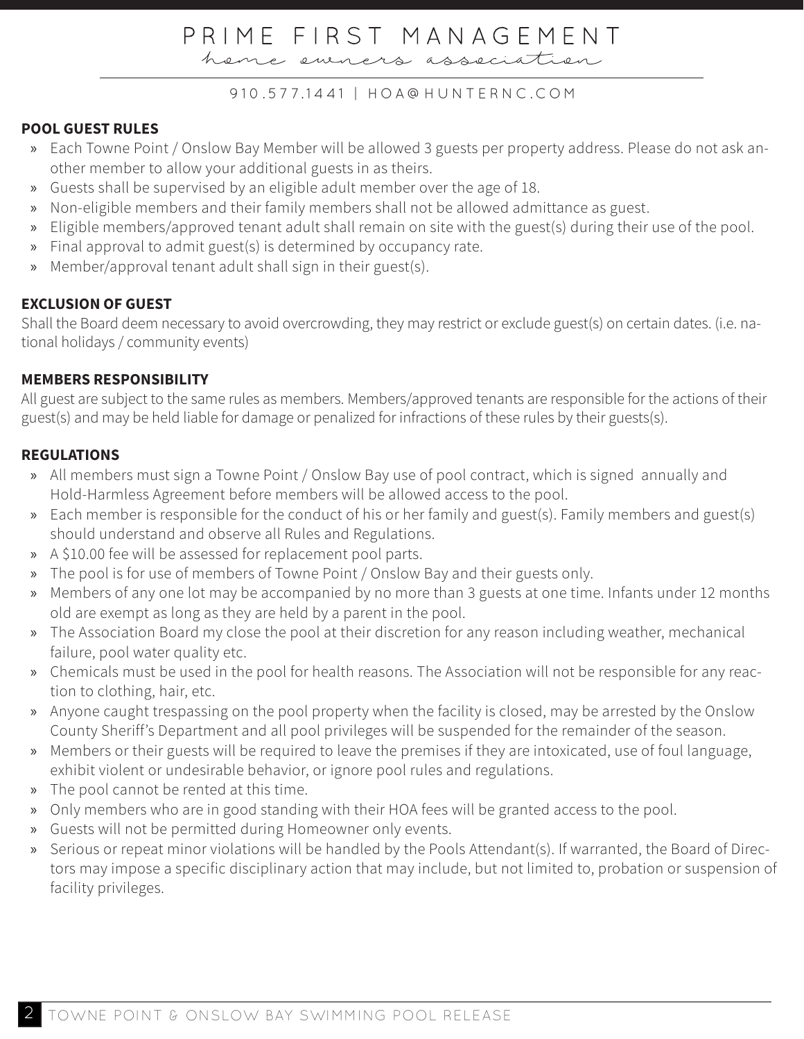## POOL GUEST RULES

- Each Towne Point / Onslow Bay Member will be allowed 3 guests per property address. Please do not ask another member to allow your additional guests in as theirs.
- Guests shall be supervised by an eligible adult member over the age of 18.
- Non-eligible members and their family members shall not be allowed admittance as guest.
- Eligible members/approved tenant adult shall remain on site with the guest(s) during their use of the pool.
- Final approval to admit guest(s) is determined by occupancy rate.
- Member/approval tenant adult shall sign in their guest(s).

## EXCLUSION OF GUEST

Shall the Board deem necessary to avoid overcrowding, they may restrict or exclude guest(s) on certain dates. (i.e. national holidays / community events)

## MEMBERS RESPONSIBILITY

All guest are subject to the same rules as members. Members/approved tenants are responsible for the actions of their guest(s) and may be held liable for damage or penalized for infractions of these rules by their guests(s).

## REGULATIONS

- All members must sign a Towne Point / Onslow Bay use of pool contract, which is signed annually and Hold-Harmless Agreement before members will be allowed access to the pool.
- Each member is responsible for the conduct of his or her family and guest(s). Family members and guest(s) should understand and observe all Rules and Regulations.
- A $10.00 fee will be assessed for replacement pool parts.
- The pool is for use of members of Towne Point / Onslow Bay and their guests only.
- Members of any one lot may be accompanied by no more than 3 guests at one time. Infants under 12 months old are exempt as long as they are held by a parent in the pool.
- The Association Board my close the pool at their discretion for any reason including weather, mechanical failure, pool water quality etc.
- Chemicals must be used in the pool for health reasons. The Association will not be responsible for any reaction to clothing, hair, etc.
- Anyone caught trespassing on the pool property when the facility is closed, may be arrested by the Onslow County Sheriff's Department and all pool privileges will be suspended for the remainder of the season.
- Members or their guests will be required to leave the premises if they are intoxicated, use of foul language, exhibit violent or undesirable behavior, or ignore pool rules and regulations.
- The pool cannot be rented at this time.
- Only members who are in good standing with their HOA fees will be granted access to the pool.
- Guests will not be permitted during Homeowner only events.
- Serious or repeat minor violations will be handled by the Pools Attendant(s). If warranted, the Board of Directors may impose a specific disciplinary action that may include, but not limited to, probation or suspension of facility privileges.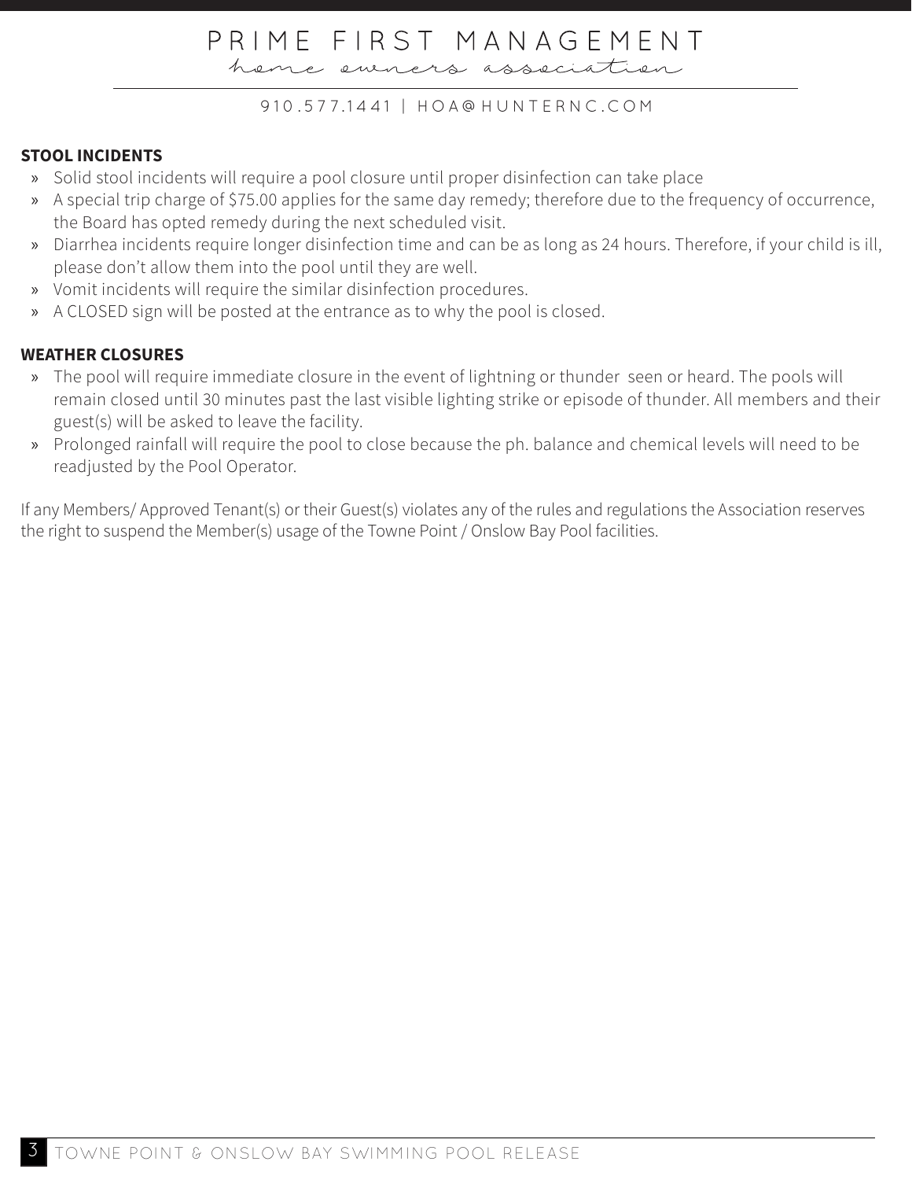## STOOL INCIDENTS

- Solid stool incidents will require a pool closure until proper disinfection can take place
- A special trip charge of $75.00 applies for the same day remedy; therefore due to the frequency of occurrence, the Board has opted remedy during the next scheduled visit.
- Diarrhea incidents require longer disinfection time and can be as long as 24 hours. Therefore, if your child is ill, please don't allow them into the pool until they are well.
- Vomit incidents will require the similar disinfection procedures.
- A CLOSED sign will be posted at the entrance as to why the pool is closed.

## WEATHER CLOSURES

- The pool will require immediate closure in the event of lightning or thunder seen or heard. The pools will remain closed until 30 minutes past the last visible lighting strike or episode of thunder. All members and their guest(s) will be asked to leave the facility.
- Prolonged rainfall will require the pool to close because the ph. balance and chemical levels will need to be readjusted by the Pool Operator.

If any Members/ Approved Tenant(s) or their Guest(s) violates any of the rules and regulations the Association reserves the right to suspend the Member(s) usage of the Towne Point / Onslow Bay Pool facilities.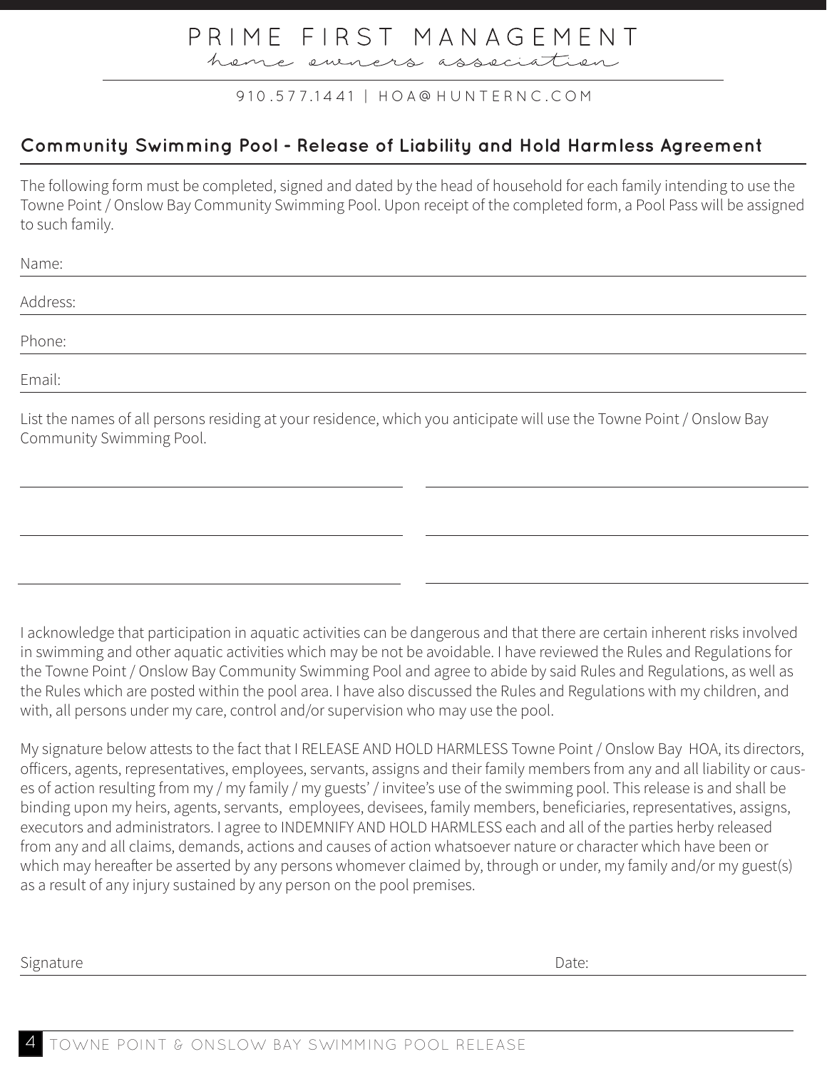# PRIME FIRST MANAGEMENT

*home owners association*

910.577.1441 | HOA@HUNTERNC.COM

## Community Swimming Pool - Release of Liability and Hold Harmless Agreement

The following form must be completed, signed and dated by the head of household for each family intending to use the Towne Point / Onslow Bay Community Swimming Pool. Upon receipt of the completed form, a Pool Pass will be assigned to such family.

Name: ______________________________

Address: ______________________________

Phone: ______________________________

Email: ______________________________

List the names of all persons residing at your residence, which you anticipate will use the Towne Point / Onslow Bay Community Swimming Pool.

______________________________ ______________________________

______________________________ ______________________________

______________________________ ______________________________

I acknowledge that participation in aquatic activities can be dangerous and that there are certain inherent risks involved in swimming and other aquatic activities which may be not be avoidable. I have reviewed the Rules and Regulations for the Towne Point / Onslow Bay Community Swimming Pool and agree to abide by said Rules and Regulations, as well as the Rules which are posted within the pool area. I have also discussed the Rules and Regulations with my children, and with, all persons under my care, control and/or supervision who may use the pool.

My signature below attests to the fact that I RELEASE AND HOLD HARMLESS Towne Point / Onslow Bay HOA, its directors, officers, agents, representatives, employees, servants, assigns and their family members from any and all liability or causes of action resulting from my / my family / my guests' / invitee's use of the swimming pool. This release is and shall be binding upon my heirs, agents, servants, employees, devisees, family members, beneficiaries, representatives, assigns, executors and administrators. I agree to INDEMNIFY AND HOLD HARMLESS each and all of the parties herby released from any and all claims, demands, actions and causes of action whatsoever nature or character which have been or which may hereafter be asserted by any persons whomever claimed by, through or under, my family and/or my guest(s) as a result of any injury sustained by any person on the pool premises.

Signature ______________________________ Date: ______________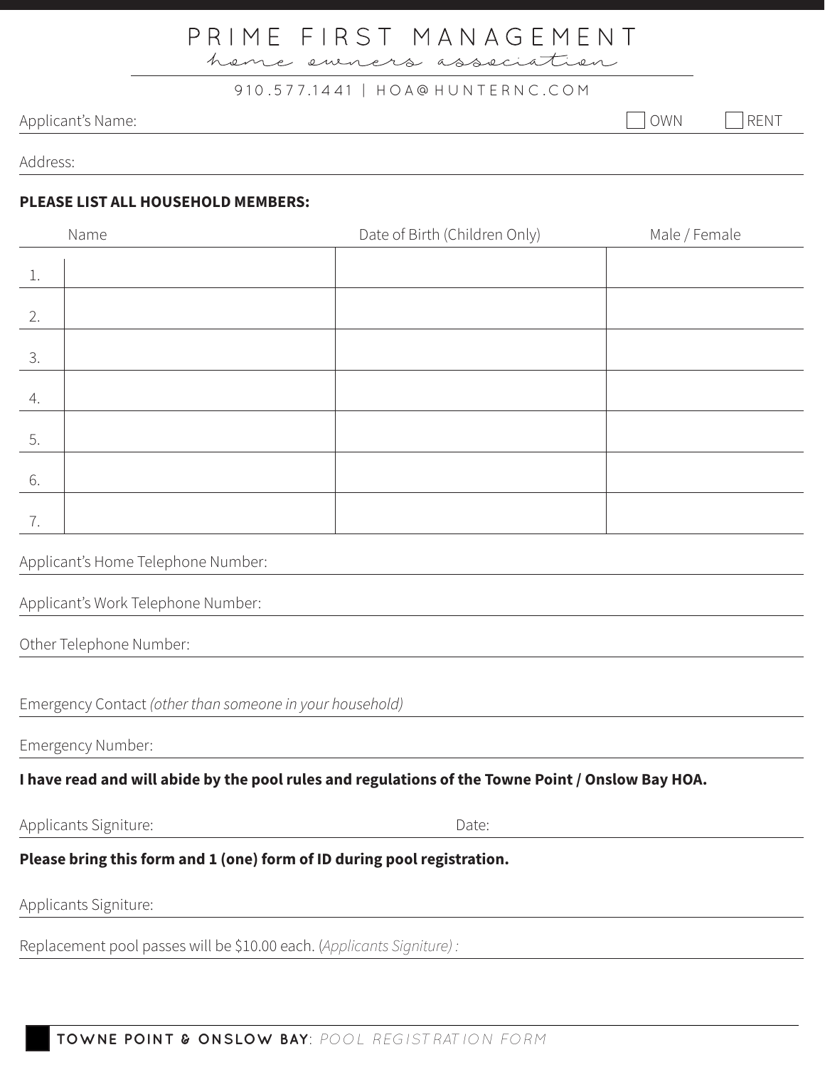# PRIME FIRST MANAGEMENT

*home owners association*

910.577.1441 | HOA@HUNTERNC.COM

Applicant's Name: ☐ OWN ☐ RENT

Address:

**PLEASE LIST ALL HOUSEHOLD MEMBERS:**

| | Name | Date of Birth (Children Only) | Male / Female |
|---|---|---|---|
| 1. | | | |
| 2. | | | |
| 3. | | | |
| 4. | | | |
| 5. | | | |
| 6. | | | |
| 7. | | | |

Applicant's Home Telephone Number:

Applicant's Work Telephone Number:

Other Telephone Number:

Emergency Contact *(other than someone in your household)*

Emergency Number:

**I have read and will abide by the pool rules and regulations of the Towne Point / Onslow Bay HOA.**

Applicants Signiture: Date:

**Please bring this form and 1 (one) form of ID during pool registration.**

Applicants Signiture:

Replacement pool passes will be $10.00 each. (*Applicants Signiture) :*

TOWNE POINT & ONSLOW BAY: *POOL REGISTRATION FORM*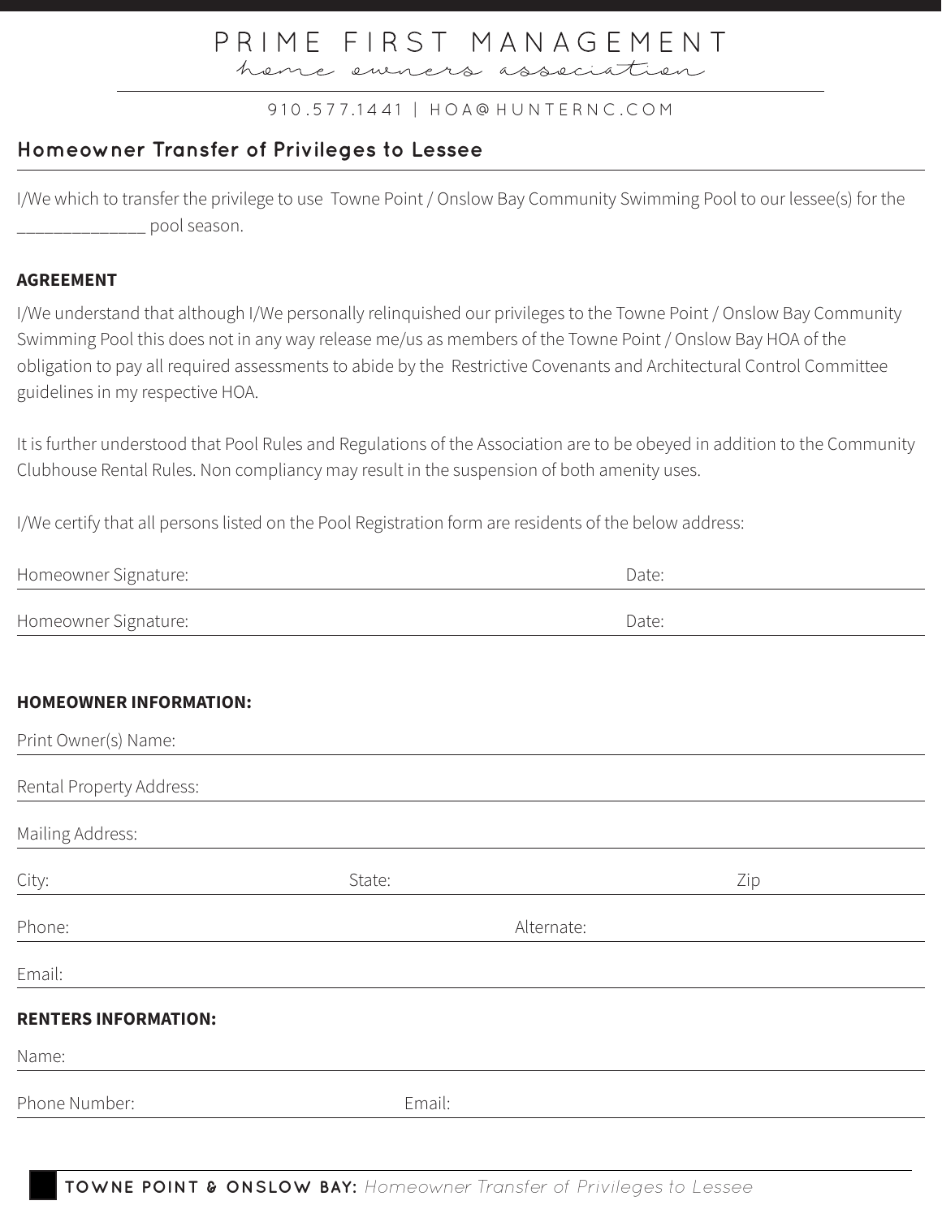PRIME FIRST MANAGEMENT

home owners association

910.577.1441 | HOA@HUNTERNC.COM

## Homeowner Transfer of Privileges to Lessee

I/We which to transfer the privilege to use Towne Point / Onslow Bay Community Swimming Pool to our lessee(s) for the ______________ pool season.

**AGREEMENT**

I/We understand that although I/We personally relinquished our privileges to the Towne Point / Onslow Bay Community Swimming Pool this does not in any way release me/us as members of the Towne Point / Onslow Bay HOA of the obligation to pay all required assessments to abide by the Restrictive Covenants and Architectural Control Committee guidelines in my respective HOA.

It is further understood that Pool Rules and Regulations of the Association are to be obeyed in addition to the Community Clubhouse Rental Rules. Non compliancy may result in the suspension of both amenity uses.

I/We certify that all persons listed on the Pool Registration form are residents of the below address:

Homeowner Signature: Date:

Homeowner Signature: Date:

**HOMEOWNER INFORMATION:**

Print Owner(s) Name:

Rental Property Address:

Mailing Address:

City: State: Zip

Phone: Alternate:

Email:

**RENTERS INFORMATION:**

Name:

Phone Number: Email: